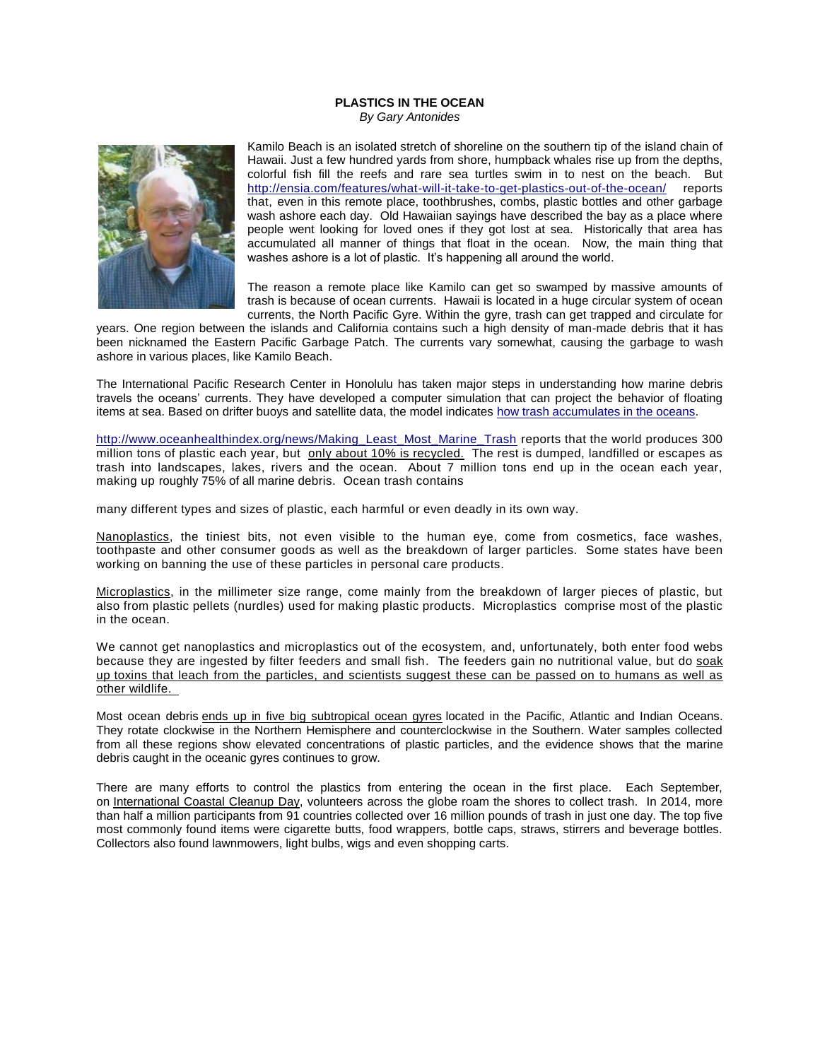**PLASTICS IN THE OCEAN**

*By Gary Antonides*

Kamilo Beach is an isolated stretch of shoreline on the southern tip of the island chain of Hawaii. Just a few hundred yards from shore, humpback whales rise up from the depths, colorful fish fill the reefs and rare sea turtles swim in to nest on the beach. But http://ensia.com/features/what-will-it-take-to-get-plastics-out-of-the-ocean/ reports that, even in this remote place, toothbrushes, combs, plastic bottles and other garbage wash ashore each day. Old Hawaiian sayings have described the bay as a place where people went looking for loved ones if they got lost at sea. Historically that area has accumulated all manner of things that float in the ocean. Now, the main thing that washes ashore is a lot of plastic. It's happening all around the world.

The reason a remote place like Kamilo can get so swamped by massive amounts of trash is because of ocean currents. Hawaii is located in a huge circular system of ocean currents, the North Pacific Gyre. Within the gyre, trash can get trapped and circulate for years. One region between the islands and California contains such a high density of man-made debris that it has been nicknamed the Eastern Pacific Garbage Patch. The currents vary somewhat, causing the garbage to wash ashore in various places, like Kamilo Beach.

The International Pacific Research Center in Honolulu has taken major steps in understanding how marine debris travels the oceans' currents. They have developed a computer simulation that can project the behavior of floating items at sea. Based on drifter buoys and satellite data, the model indicates how trash accumulates in the oceans.

http://www.oceanhealthindex.org/news/Making_Least_Most_Marine_Trash reports that the world produces 300 million tons of plastic each year, but only about 10% is recycled. The rest is dumped, landfilled or escapes as trash into landscapes, lakes, rivers and the ocean. About 7 million tons end up in the ocean each year, making up roughly 75% of all marine debris. Ocean trash contains many different types and sizes of plastic, each harmful or even deadly in its own way.

Nanoplastics, the tiniest bits, not even visible to the human eye, come from cosmetics, face washes, toothpaste and other consumer goods as well as the breakdown of larger particles. Some states have been working on banning the use of these particles in personal care products.

Microplastics, in the millimeter size range, come mainly from the breakdown of larger pieces of plastic, but also from plastic pellets (nurdles) used for making plastic products. Microplastics comprise most of the plastic in the ocean.

We cannot get nanoplastics and microplastics out of the ecosystem, and, unfortunately, both enter food webs because they are ingested by filter feeders and small fish. The feeders gain no nutritional value, but do soak up toxins that leach from the particles, and scientists suggest these can be passed on to humans as well as other wildlife.

Most ocean debris ends up in five big subtropical ocean gyres located in the Pacific, Atlantic and Indian Oceans. They rotate clockwise in the Northern Hemisphere and counterclockwise in the Southern. Water samples collected from all these regions show elevated concentrations of plastic particles, and the evidence shows that the marine debris caught in the oceanic gyres continues to grow.

There are many efforts to control the plastics from entering the ocean in the first place. Each September, on International Coastal Cleanup Day, volunteers across the globe roam the shores to collect trash. In 2014, more than half a million participants from 91 countries collected over 16 million pounds of trash in just one day. The top five most commonly found items were cigarette butts, food wrappers, bottle caps, straws, stirrers and beverage bottles. Collectors also found lawnmowers, light bulbs, wigs and even shopping carts.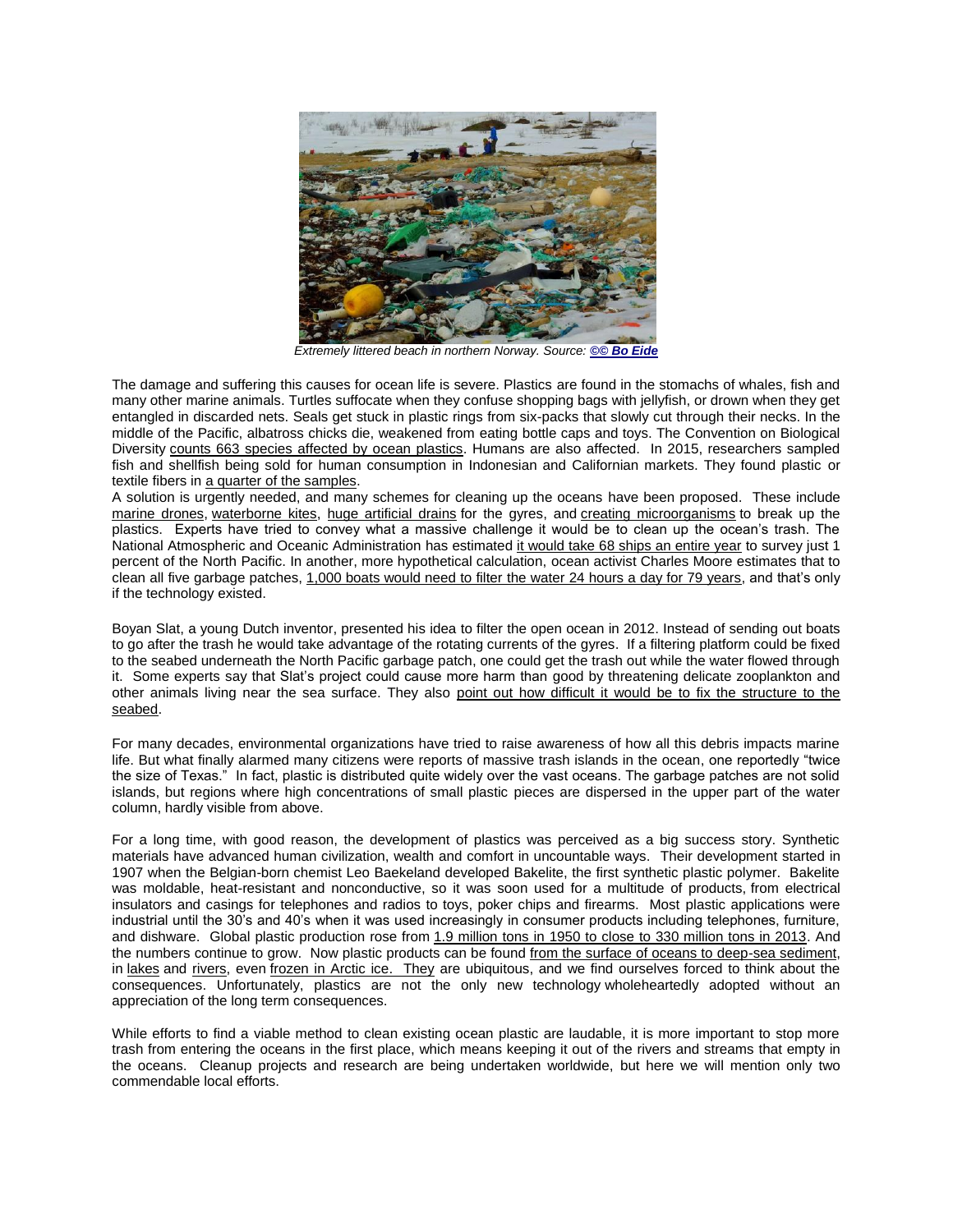*Extremely littered beach in northern Norway. Source: **©© Bo Eide***

The damage and suffering this causes for ocean life is severe. Plastics are found in the stomachs of whales, fish and many other marine animals. Turtles suffocate when they confuse shopping bags with jellyfish, or drown when they get entangled in discarded nets. Seals get stuck in plastic rings from six-packs that slowly cut through their necks. In the middle of the Pacific, albatross chicks die, weakened from eating bottle caps and toys. The Convention on Biological Diversity counts 663 species affected by ocean plastics. Humans are also affected. In 2015, researchers sampled fish and shellfish being sold for human consumption in Indonesian and Californian markets. They found plastic or textile fibers in a quarter of the samples.

A solution is urgently needed, and many schemes for cleaning up the oceans have been proposed. These include marine drones, waterborne kites, huge artificial drains for the gyres, and creating microorganisms to break up the plastics. Experts have tried to convey what a massive challenge it would be to clean up the ocean's trash. The National Atmospheric and Oceanic Administration has estimated it would take 68 ships an entire year to survey just 1 percent of the North Pacific. In another, more hypothetical calculation, ocean activist Charles Moore estimates that to clean all five garbage patches, 1,000 boats would need to filter the water 24 hours a day for 79 years, and that's only if the technology existed.

Boyan Slat, a young Dutch inventor, presented his idea to filter the open ocean in 2012. Instead of sending out boats to go after the trash he would take advantage of the rotating currents of the gyres. If a filtering platform could be fixed to the seabed underneath the North Pacific garbage patch, one could get the trash out while the water flowed through it. Some experts say that Slat's project could cause more harm than good by threatening delicate zooplankton and other animals living near the sea surface. They also point out how difficult it would be to fix the structure to the seabed.

For many decades, environmental organizations have tried to raise awareness of how all this debris impacts marine life. But what finally alarmed many citizens were reports of massive trash islands in the ocean, one reportedly "twice the size of Texas." In fact, plastic is distributed quite widely over the vast oceans. The garbage patches are not solid islands, but regions where high concentrations of small plastic pieces are dispersed in the upper part of the water column, hardly visible from above.

For a long time, with good reason, the development of plastics was perceived as a big success story. Synthetic materials have advanced human civilization, wealth and comfort in uncountable ways. Their development started in 1907 when the Belgian-born chemist Leo Baekeland developed Bakelite, the first synthetic plastic polymer. Bakelite was moldable, heat-resistant and nonconductive, so it was soon used for a multitude of products, from electrical insulators and casings for telephones and radios to toys, poker chips and firearms. Most plastic applications were industrial until the 30's and 40's when it was used increasingly in consumer products including telephones, furniture, and dishware. Global plastic production rose from 1.9 million tons in 1950 to close to 330 million tons in 2013. And the numbers continue to grow. Now plastic products can be found from the surface of oceans to deep-sea sediment, in lakes and rivers, even frozen in Arctic ice. They are ubiquitous, and we find ourselves forced to think about the consequences. Unfortunately, plastics are not the only new technology wholeheartedly adopted without an appreciation of the long term consequences.

While efforts to find a viable method to clean existing ocean plastic are laudable, it is more important to stop more trash from entering the oceans in the first place, which means keeping it out of the rivers and streams that empty in the oceans. Cleanup projects and research are being undertaken worldwide, but here we will mention only two commendable local efforts.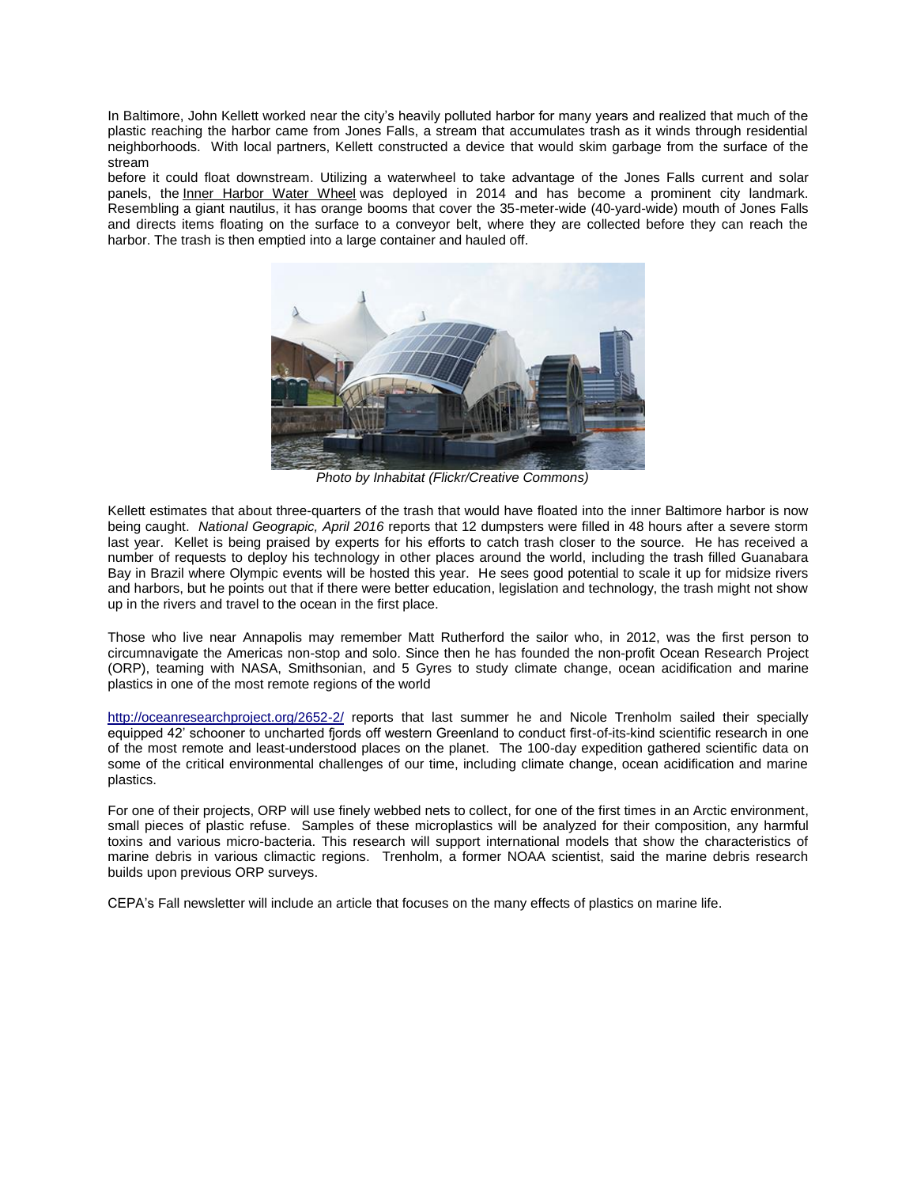In Baltimore, John Kellett worked near the city's heavily polluted harbor for many years and realized that much of the plastic reaching the harbor came from Jones Falls, a stream that accumulates trash as it winds through residential neighborhoods. With local partners, Kellett constructed a device that would skim garbage from the surface of the stream
before it could float downstream. Utilizing a waterwheel to take advantage of the Jones Falls current and solar panels, the Inner Harbor Water Wheel was deployed in 2014 and has become a prominent city landmark. Resembling a giant nautilus, it has orange booms that cover the 35-meter-wide (40-yard-wide) mouth of Jones Falls and directs items floating on the surface to a conveyor belt, where they are collected before they can reach the harbor. The trash is then emptied into a large container and hauled off.

*Photo by Inhabitat (Flickr/Creative Commons)*

Kellett estimates that about three-quarters of the trash that would have floated into the inner Baltimore harbor is now being caught. *National Geograpic, April 2016* reports that 12 dumpsters were filled in 48 hours after a severe storm last year. Kellet is being praised by experts for his efforts to catch trash closer to the source. He has received a number of requests to deploy his technology in other places around the world, including the trash filled Guanabara Bay in Brazil where Olympic events will be hosted this year. He sees good potential to scale it up for midsize rivers and harbors, but he points out that if there were better education, legislation and technology, the trash might not show up in the rivers and travel to the ocean in the first place.

Those who live near Annapolis may remember Matt Rutherford the sailor who, in 2012, was the first person to circumnavigate the Americas non-stop and solo. Since then he has founded the non-profit Ocean Research Project (ORP), teaming with NASA, Smithsonian, and 5 Gyres to study climate change, ocean acidification and marine plastics in one of the most remote regions of the world

http://oceanresearchproject.org/2652-2/ reports that last summer he and Nicole Trenholm sailed their specially equipped 42' schooner to uncharted fjords off western Greenland to conduct first-of-its-kind scientific research in one of the most remote and least-understood places on the planet. The 100-day expedition gathered scientific data on some of the critical environmental challenges of our time, including climate change, ocean acidification and marine plastics.

For one of their projects, ORP will use finely webbed nets to collect, for one of the first times in an Arctic environment, small pieces of plastic refuse. Samples of these microplastics will be analyzed for their composition, any harmful toxins and various micro-bacteria. This research will support international models that show the characteristics of marine debris in various climactic regions. Trenholm, a former NOAA scientist, said the marine debris research builds upon previous ORP surveys.

CEPA's Fall newsletter will include an article that focuses on the many effects of plastics on marine life.